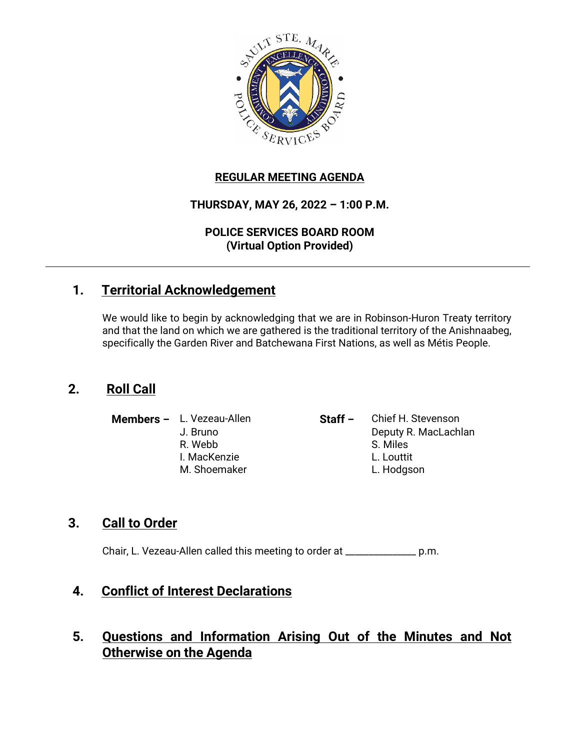**REGULAR MEETING AGENDA**

**THURSDAY, MAY 26, 2022 – 1:00 P.M.**

**POLICE SERVICES BOARD ROOM**
**(Virtual Option Provided)**

---

## 1. Territorial Acknowledgement

We would like to begin by acknowledging that we are in Robinson-Huron Treaty territory and that the land on which we are gathered is the traditional territory of the Anishnaabeg, specifically the Garden River and Batchewana First Nations, as well as Métis People.

## 2. Roll Call

**Members –** L. Vezeau-Allen
J. Bruno
R. Webb
I. MacKenzie
M. Shoemaker

**Staff –** Chief H. Stevenson
Deputy R. MacLachlan
S. Miles
L. Louttit
L. Hodgson

## 3. Call to Order

Chair, L. Vezeau-Allen called this meeting to order at _____________ p.m.

## 4. Conflict of Interest Declarations

## 5. Questions and Information Arising Out of the Minutes and Not Otherwise on the Agenda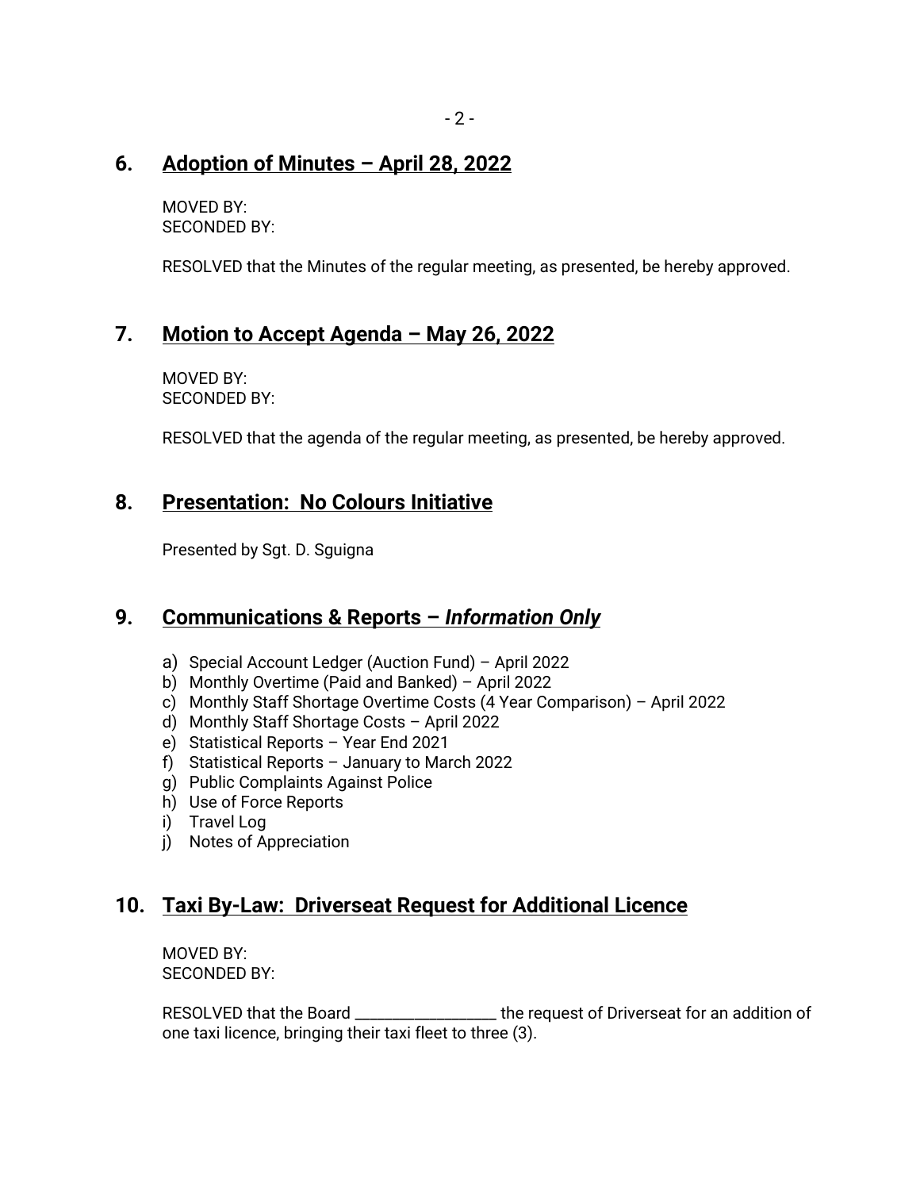## 6. Adoption of Minutes – April 28, 2022

MOVED BY:
SECONDED BY:

RESOLVED that the Minutes of the regular meeting, as presented, be hereby approved.

## 7. Motion to Accept Agenda – May 26, 2022

MOVED BY:
SECONDED BY:

RESOLVED that the agenda of the regular meeting, as presented, be hereby approved.

## 8. Presentation: No Colours Initiative

Presented by Sgt. D. Sguigna

## 9. Communications & Reports – *Information Only*

a) Special Account Ledger (Auction Fund) – April 2022
b) Monthly Overtime (Paid and Banked) – April 2022
c) Monthly Staff Shortage Overtime Costs (4 Year Comparison) – April 2022
d) Monthly Staff Shortage Costs – April 2022
e) Statistical Reports – Year End 2021
f) Statistical Reports – January to March 2022
g) Public Complaints Against Police
h) Use of Force Reports
i) Travel Log
j) Notes of Appreciation

## 10. Taxi By-Law: Driverseat Request for Additional Licence

MOVED BY:
SECONDED BY:

RESOLVED that the Board ________________ the request of Driverseat for an addition of one taxi licence, bringing their taxi fleet to three (3).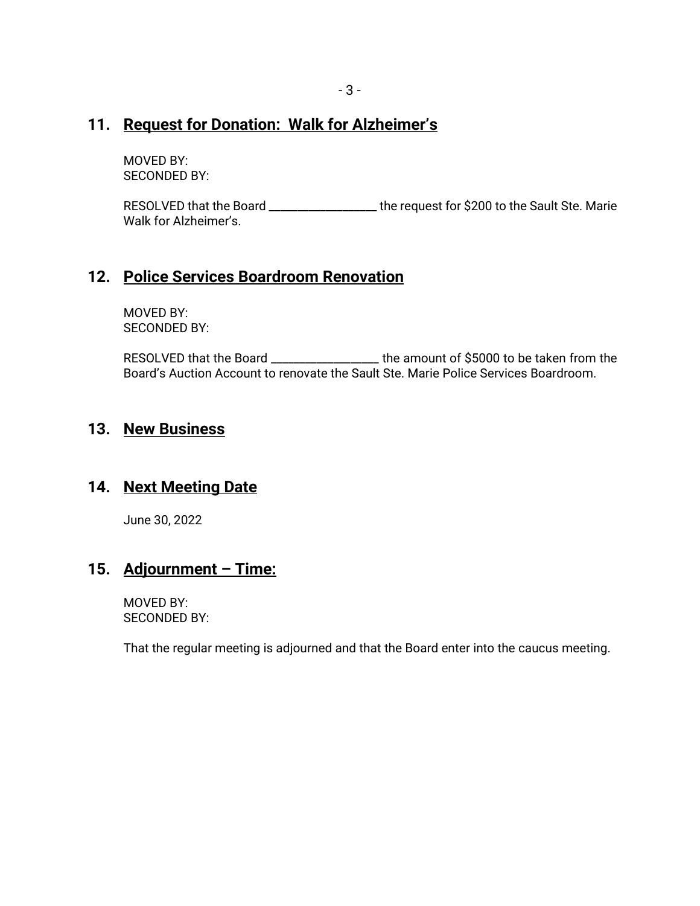## 11. **Request for Donation: Walk for Alzheimer's**

MOVED BY:
SECONDED BY:

RESOLVED that the Board ________________ the request for $200 to the Sault Ste. Marie Walk for Alzheimer's.

## 12. **Police Services Boardroom Renovation**

MOVED BY:
SECONDED BY:

RESOLVED that the Board ________________ the amount of $5000 to be taken from the Board's Auction Account to renovate the Sault Ste. Marie Police Services Boardroom.

## 13. **New Business**

## 14. **Next Meeting Date**

June 30, 2022

## 15. **Adjournment – Time:**

MOVED BY:
SECONDED BY:

That the regular meeting is adjourned and that the Board enter into the caucus meeting.